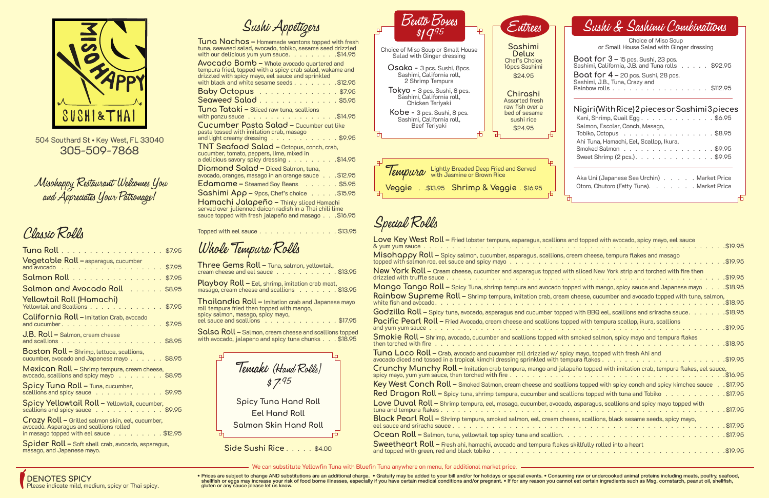# Misohappy Sushi & Thai

504 Southard St • Key West, FL 33040

305-509-7868

*Misohappy Restaurant Welcomes You and Appreciates Your Patronage!*

## Classic Rolls

- **Tuna Roll** . . . . . $7.95
- **Vegetable Roll** – asparagus, cucumber and avocado . . . . . $7.95
- **Salmon Roll** . . . . . $7.95
- **Salmon and Avocado Roll** . . . . . $8.95
- **Yellowtail Roll (Hamachi)** Yellowtail and Scallions . . . . . $7.95
- **California Roll** – Imitation Crab, avocado and cucumber . . . . . $7.95
- **J.B. Roll** – Salmon, cream cheese and scallions . . . . . $8.95
- **Boston Roll** – Shrimp, lettuce, scallions, cucumber, avocado and Japanese mayo . . . . . $8.95
- **Mexican Roll** – Shrimp tempura, cream cheese, avocado, scallions and spicy mayo . . . . . $8.95
- **Spicy Tuna Roll** – Tuna, cucumber, scallions and spicy sauce . . . . . $9.95
- **Spicy Yellowtail Roll** – Yellowtail, cucumber, scallions and spicy sauce . . . . . $9.95
- **Crazy Roll** – Grilled salmon skin, eel, cucumber, avocado. Asparagus and scallions rolled in masago topped with eel sauce . . . . . $12.95
- **Spider Roll** – Soft shell crab, avocado, asparagus, masago, and Japanese mayo.

## Sushi Appetizers

- **Tuna Nachos** – Homemade wontons topped with fresh tuna, seaweed salad, avocado, tobiko, sesame seed drizzled with our delicious yum yum sauce. . . . . $14.95
- **Avocado Bomb** – Whole avocado quartered and tempura fried, topped with a spicy crab salad, wakame and drizzled with spicy mayo, eel sauce and sprinkled with black and white sesame seeds . . . . . $12.95
- **Baby Octopus** . . . . . $7.95
- **Seaweed Salad** . . . . . $5.95
- **Tuna Tataki** – Sliced raw tuna, scallions with ponzu sauce . . . . . $14.95
- **Cucumber Pasta Salad** – Cucumber cut like pasta tossed with imitation crab, masago and light creamy dressing . . . . . $9.95
- **TNT Seafood Salad** – Octopus, conch, crab, cucumber, tomato, peppers, lime, mixed in a delicious savory spicy dressing . . . . . $14.95
- **Diamond Salad** – Diced Salmon, tuna, avocado, oranges, masago in an orange sauce . . . $12.95
- **Edamame** – Steamed Soy Beans . . . . . $5.95
- **Sashimi App** – 9pcs, Chef's choice . . . . . $15.95
- **Hamachi Jalapeño** – Thinly sliced Hamachi served over julienned daicon radish in a Thai chili lime sauce topped with fresh jalapeño and masago . . . $16.95

Topped with eel sauce . . . . . $13.95

## Whole Tempura Rolls

- **Three Gems Roll** – Tuna, salmon, yellowtail, cream cheese and eel sauce . . . . . $13.95
- **Playboy Roll** – Eel, shrimp, imitation crab meat, masago, cream cheese and scallions . . . . . $13.95
- **Thailandia Roll** – Imitation crab and Japanese mayo roll tempura fried then topped with mango, spicy salmon, masago, spicy mayo, eel sauce and scallions . . . . . $17.95
- **Salsa Roll** – Salmon, cream cheese and scallions topped with avocado, jalapeno and spicy tuna chunks . . . $18.95

## Temaki (Hand Rolls) $7.95

- Spicy Tuna Hand Roll
- Eel Hand Roll
- Salmon Skin Hand Roll

**Side Sushi Rice** . . . . . $4.00

## Bento Boxes $19.95

Choice of Miso Soup or Small House Salad with Ginger dressing

- **Osaka** - 3 pcs. Sushi, 8pcs. Sashimi, California roll, 2 Shrimp Tempura
- **Tokyo** - 3 pcs. Sushi, 8 pcs. Sashimi, California roll, Chicken Teriyaki
- **Kobe** - 3 pcs. Sushi, 8 pcs. Sashimi, California roll, Beef Teriyaki

## Entrees

- **Sashimi Delux** – Chef's Choice 16pcs Sashimi — $24.95
- **Chirashi** – Assorted fresh raw fish over a bed of sesame sushi rice — $24.95

## Tempura

Lightly Breaded Deep Fried and Served with Jasmine or Brown Rice

**Veggie** . . $13.95 **Shrimp & Veggie** . $16.95

## Sushi & Sashimi Combinations

Choice of Miso Soup or Small House Salad with Ginger dressing

- **Boat for 3** – 15 pcs. Sushi, 23 pcs. Sashimi, California, J.B. and Tuna rolls . . . . . $92.95
- **Boat for 4** – 20 pcs. Sushi, 28 pcs. Sashimi, J.B., Tuna, Crazy and Rainbow rolls . . . . . $112.95

### Nigiri (With Rice) 2 pieces or Sashimi 3 pieces

- Kani, Shrimp, Quail Egg . . . . . $6.95
- Salmon, Escolar, Conch, Masago, Tobiko, Octopus . . . . . $8.95
- Ahi Tuna, Hamachi, Eel, Scallop, Ikura, Smoked Salmon . . . . . $9.95
- Sweet Shrimp (2 pcs.) . . . . . $9.95

- Aka Uni (Japanese Sea Urchin) . . . . . Market Price
- Otoro, Chutoro (Fatty Tuna) . . . . . Market Price

## Special Rolls

- **Love Key West Roll** – Fried lobster tempura, asparagus, scallions and topped with avocado, spicy mayo, eel sauce & yum yum sauce . . . . . $19.95
- **Misohappy Roll** – Spicy salmon, cucumber, asparagus, scallions, cream cheese, tempura flakes and masago topped with salmon roe, eel sauce and spicy mayo . . . . . $19.95
- **New York Roll** – Cream cheese, cucumber and asparagus topped with sliced New York strip and torched with fire then drizzled with truffle sauce . . . . . $19.95
- **Mango Tango Roll** – Spicy Tuna, shrimp tempura and avocado topped with mango, spicy sauce and Japanese mayo . . . . $18.95
- **Rainbow Supreme Roll** – Shrimp tempura, imitation crab, cream cheese, cucumber and avocado topped with tuna, salmon, white fish and avocado . . . . . $18.95
- **Godzilla Roll** – Spicy tuna, avocado, asparagus and cucumber topped with BBQ eel, scallions and sriracha sauce . . . . . $18.95
- **Pacific Pearl Roll** – Fried Avocado, cream cheese and scallions topped with tempura scallop, ikura, scallions and yum yum sauce . . . . . $19.95
- **Smokie Roll** – Shrimp, avocado, cucumber and scallions topped with smoked salmon, spicy mayo and tempura flakes then torched with fire . . . . . $18.95
- **Tuna Loco Roll** – Crab, avocado and cucumber roll drizzled w/ spicy mayo, topped with fresh Ahi and avocado diced and tossed in a tropical kimchi dressing sprinkled with tempura flakes . . . . . $19.95
- **Crunchy Munchy Roll** – Imitation crab tempura, mango and jalapeño topped with imitation crab, tempura flakes, eel sauce, spicy mayo, yum yum sauce, then torched with fire . . . . . $16.95
- **Key West Conch Roll** – Smoked Salmon, cream cheese and scallions topped with spicy conch and spicy kimchee sauce . . $17.95
- **Red Dragon Roll** – Spicy tuna, shrimp tempura, cucumber and scallions topped with tuna and Tobiko . . . . . $17.95
- **Love Duval Roll** – Shrimp tempura, eel, masago, cucumber, avocado, asparagus, scallions and spicy mayo topped with tuna and tempura flakes . . . . . $17.95
- **Black Pearl Roll** – Shrimp tempura, smoked salmon, eel, cream cheese, scallions, black sesame seeds, spicy mayo, eel sauce and sriracha sauce . . . . . $17.95
- **Ocean Roll** – Salmon, tuna, yellowtail top spicy tuna and scallion . . . . . $17.95
- **Sweetheart Roll** – Fresh ahi, hamachi, avocado and tempura flakes skillfully rolled into a heart and topped with green, red and black tobiko . . . . . $19.95

We can substitute Yellowfin Tuna with Bluefin Tuna anywhere on menu, for additional market price.

DENOTES SPICY
Please indicate mild, medium, spicy or Thai spicy.

• Prices are subject to change AND substitutions are an additional charge. • Gratuity may be added to your bill and/or for holidays or special events. • Consuming raw or undercooked animal proteins including meats, poultry, seafood, shellfish or eggs may increase your risk of food borne illnesses, especially if you have certain medical conditions and/or pregnant. • If for any reason you cannot eat certain ingredients such as Msg, cornstarch, peanut oil, shellfish, gluten or any sauce please let us know.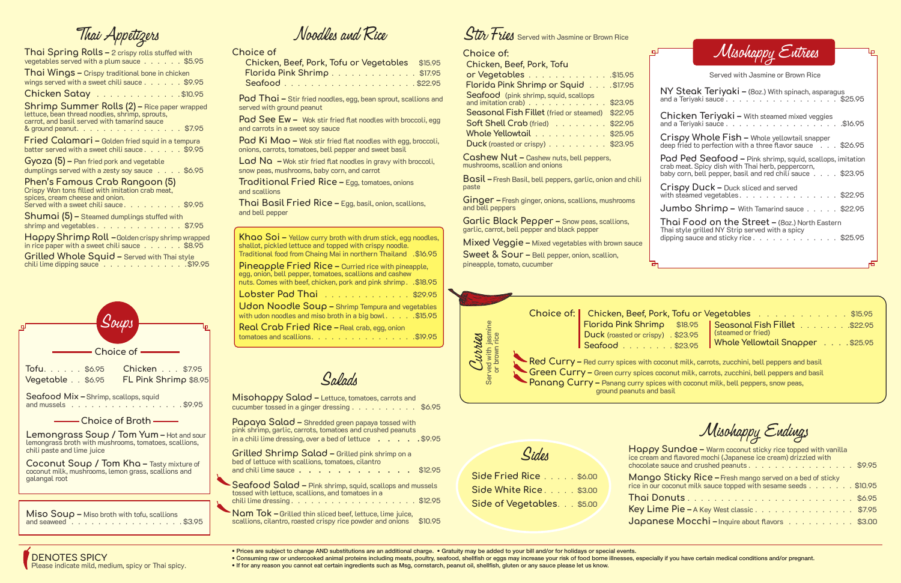# Thai Appetizers

**Thai Spring Rolls** – 2 crispy rolls stuffed with vegetables served with a plum sauce . . . . . . $5.95

**Thai Wings** – Crispy traditional bone in chicken wings served with a sweet chili sauce . . . . . . $9.95

**Chicken Satay** . . . . . . . . . . . . . $10.95

**Shrimp Summer Rolls (2)** – Rice paper wrapped lettuce, bean thread noodles, shrimp, sprouts, carrot, and basil served with tamarind sauce & ground peanut. . . . . . . . . . . . . . . . $7.95

**Fried Calamari** – Golden fried squid in a tempura batter served with a sweet chili sauce . . . . . . $9.95

**Gyoza (5)** – Pan fried pork and vegetable dumplings served with a zesty soy sauce . . . . $6.95

**Phen's Famous Crab Rangoon (5)** Crispy Won tons filled with imitation crab meat, spices, cream cheese and onion. Served with a sweet chili sauce. . . . . . . . . $9.95

**Shumai (5)** – Steamed dumplings stuffed with shrimp and vegetables . . . . . . . . . . . . . $7.95

**Happy Shrimp Roll** – Golden crispy shrimp wrapped in rice paper with a sweet chili sauce . . . . . . $8.95

**Grilled Whole Squid** – Served with Thai style chili lime dipping sauce . . . . . . . . . . . . $19.95

# Soups

**Choice of**

| | |
|---|---|
| Tofu. . . . . . $6.95 | Chicken . . . $7.95 |
| Vegetable . . $6.95 | FL Pink Shrimp $8.95 |

**Seafood Mix** – Shrimp, scallops, squid and mussels . . . . . . . . . . . . . . . . . $9.95

**Choice of Broth**

**Lemongrass Soup / Tom Yum** – Hot and sour lemongrass broth with mushrooms, tomatoes, scallions, chili paste and lime juice

**Coconut Soup / Tom Kha** – Tasty mixture of coconut milk, mushrooms, lemon grass, scallions and galangal root

**Miso Soup** – Miso broth with tofu, scallions and seaweed . . . . . . . . . . . . . . . . $3.95

# Noodles and Rice

**Choice of**

Chicken, Beef, Pork, Tofu or Vegetables $15.95
Florida Pink Shrimp . . . . . . . . . . . . . $17.95
Seafood . . . . . . . . . . . . . . . . . . . $22.95

**Pad Thai** – Stir fried noodles, egg, bean sprout, scallions and served with ground peanut

**Pad See Ew** – Wok stir fried flat noodles with broccoli, egg and carrots in a sweet soy sauce

**Pad Ki Mao** – Wok stir fried flat noodles with egg, broccoli, onions, carrots, tomatoes, bell pepper and sweet basil

**Lad Na** – Wok stir fried flat noodles in gravy with broccoli, snow peas, mushrooms, baby corn, and carrot

**Traditional Fried Rice** – Egg, tomatoes, onions and scallions

**Thai Basil Fried Rice** – Egg, basil, onion, scallions, and bell pepper

**Khao Soi** – Yellow curry broth with drum stick, egg noodles, shallot, pickled lettuce and topped with crispy noodle. Traditional food from Chaing Mai in northern Thailand . $16.95

**Pineapple Fried Rice** – Curried rice with pineapple, egg, onion, bell pepper, tomatoes, scallions and cashew nuts. Comes with beef, chicken, pork and pink shrimp . . $18.95

**Lobster Pad Thai** . . . . . . . . . . . . . $29.95

**Udon Noodle Soup** – Shrimp Tempura and vegetables with udon noodles and miso broth in a big bowl . . . . $15.95

**Real Crab Fried Rice** – Real crab, egg, onion tomatoes and scallions. . . . . . . . . . . . . . . $19.95

# Salads

**Misohappy Salad** – Lettuce, tomatoes, carrots and cucumber tossed in a ginger dressing . . . . . . . . . . $6.95

**Papaya Salad** – Shredded green papaya tossed with pink shrimp, garlic, carrots, tomatoes and crushed peanuts in a chili lime dressing, over a bed of lettuce . . . . . $9.95

**Grilled Shrimp Salad** – Grilled pink shrimp on a bed of lettuce with scallions, tomatoes, cilantro and chili lime sauce . . . . . . . . . . . . $12.95

**Seafood Salad** – Pink shrimp, squid, scallops and mussels tossed with lettuce, scallions, and tomatoes in a chili lime dressing . . . . . . . . . . . . . . . . . . . $12.95

**Nam Tok** – Grilled thin sliced beef, lettuce, lime juice, scallions, cilantro, roasted crispy rice powder and onions $10.95

# Stir Fries

Served with Jasmine or Brown Rice

**Choice of:**

Chicken, Beef, Pork, Tofu or Vegetables . . . . . . . . . . . . . $15.95
Florida Pink Shrimp or Squid . . . . $17.95
Seafood (pink shrimp, squid, scallops and imitation crab) . . . . . . . . . . . . $23.95
Seasonal Fish Fillet (fried or steamed) $22.95
Soft Shell Crab (fried) . . . . . . . . $22.95
Whole Yellowtail . . . . . . . . . . . $25.95
Duck (roasted or crispy) . . . . . . . . . $23.95

**Cashew Nut** – Cashew nuts, bell peppers, mushrooms, scallion and onions

**Basil** – Fresh Basil, bell peppers, garlic, onion and chili paste

**Ginger** – Fresh ginger, onions, scallions, mushrooms and bell peppers

**Garlic Black Pepper** – Snow peas, scallions, garlic, carrot, bell pepper and black pepper

**Mixed Veggie** – Mixed vegetables with brown sauce

**Sweet & Sour** – Bell pepper, onion, scallion, pineapple, tomato, cucumber

# Misohappy Entrees

Served with Jasmine or Brown Rice

**NY Steak Teriyaki** – (8oz.) With spinach, asparagus and a Teriyaki sauce . . . . . . . . . . . . . . . . . $25.95

**Chicken Teriyaki** – With steamed mixed veggies and a Teriyaki sauce . . . . . . . . . . . . . . . . . . $16.95

**Crispy Whole Fish** – Whole yellowtail snapper deep fried to perfection with a three flavor sauce . . . $26.95

**Pad Ped Seafood** – Pink shrimp, squid, scallops, imitation crab meat. Spicy dish with Thai herb, peppercorn, baby corn, bell pepper, basil and red chili sauce . . . . $23.95

**Crispy Duck** – Duck sliced and served with steamed vegetables. . . . . . . . . . . . . . . . $22.95

**Jumbo Shrimp** – With Tamarind sauce . . . . . $22.95

**Thai Food on the Street** – (8oz.) North Eastern Thai style grilled NY Strip served with a spicy dipping sauce and sticky rice . . . . . . . . . . . . . $25.95

# Curries

Served with jasmine or brown rice

**Choice of:** Chicken, Beef, Pork, Tofu or Vegetables . . . . . . . . . . . $15.95
Florida Pink Shrimp $18.95
Duck (roasted or crispy) . $23.95
Seafood . . . . . . . . $23.95
Seasonal Fish Fillet (steamed or fried) . . . . . . . $22.95
Whole Yellowtail Snapper . . . . $25.95

**Red Curry** – Red curry spices with coconut milk, carrots, zucchini, bell peppers and basil

**Green Curry** – Green curry spices coconut milk, carrots, zucchini, bell peppers and basil

**Panang Curry** – Panang curry spices with coconut milk, bell peppers, snow peas, ground peanuts and basil

# Sides

Side Fried Rice . . . . . $6.00
Side White Rice . . . . . $3.00
Side of Vegetables. . . $5.00

# Misohappy Endings

**Happy Sundae** – Warm coconut sticky rice topped with vanilla ice cream and flavored mochi (Japanese ice cream) drizzled with chocolate sauce and crushed peanuts . . . . . . . . . . . . . . . . $9.95

**Mango Sticky Rice** – Fresh mango served on a bed of sticky rice in our coconut milk sauce topped with sesame seeds . . . . . . . $10.95

**Thai Donuts** . . . . . . . . . . . . . . . . . . . . . . . . $6.95

**Key Lime Pie** – A Key West classic . . . . . . . . . . . . . . . $7.95

**Japanese Mocchi** – Inquire about flavors . . . . . . . . . . $3.00

DENOTES SPICY
Please indicate mild, medium, spicy or Thai spicy.

- Prices are subject to change AND substitutions are an additional charge. • Gratuity may be added to your bill and/or for holidays or special events.
- Consuming raw or undercooked animal proteins including meats, poultry, seafood, shellfish or eggs may increase your risk of food borne illnesses, especially if you have certain medical conditions and/or pregnant.
- If for any reason you cannot eat certain ingredients such as Msg, cornstarch, peanut oil, shellfish, gluten or any sauce please let us know.